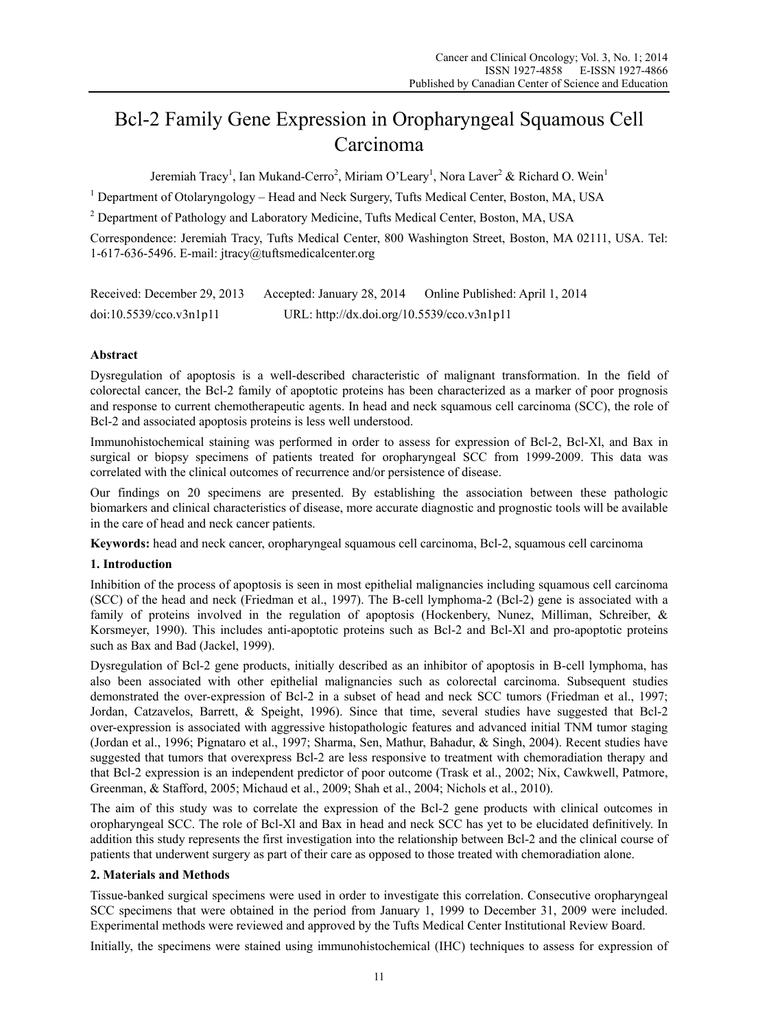# Bcl-2 Family Gene Expression in Oropharyngeal Squamous Cell Carcinoma

Jeremiah Tracy[1], Ian Mukand-Cerro[2], Miriam O'Leary[1], Nora Laver[2] & Richard O. Wein[1]

[1] Department of Otolaryngology – Head and Neck Surgery, Tufts Medical Center, Boston, MA, USA

[2] Department of Pathology and Laboratory Medicine, Tufts Medical Center, Boston, MA, USA

Correspondence: Jeremiah Tracy, Tufts Medical Center, 800 Washington Street, Boston, MA 02111, USA. Tel: 1-617-636-5496. E-mail: jtracy@tuftsmedicalcenter.org

Received: December 29, 2013 Accepted: January 28, 2014 Online Published: April 1, 2014

doi:10.5539/cco.v3n1p11 URL: http://dx.doi.org/10.5539/cco.v3n1p11

**Abstract**

Dysregulation of apoptosis is a well-described characteristic of malignant transformation. In the field of colorectal cancer, the Bcl-2 family of apoptotic proteins has been characterized as a marker of poor prognosis and response to current chemotherapeutic agents. In head and neck squamous cell carcinoma (SCC), the role of Bcl-2 and associated apoptosis proteins is less well understood.

Immunohistochemical staining was performed in order to assess for expression of Bcl-2, Bcl-Xl, and Bax in surgical or biopsy specimens of patients treated for oropharyngeal SCC from 1999-2009. This data was correlated with the clinical outcomes of recurrence and/or persistence of disease.

Our findings on 20 specimens are presented. By establishing the association between these pathologic biomarkers and clinical characteristics of disease, more accurate diagnostic and prognostic tools will be available in the care of head and neck cancer patients.

**Keywords:** head and neck cancer, oropharyngeal squamous cell carcinoma, Bcl-2, squamous cell carcinoma

## 1. Introduction

Inhibition of the process of apoptosis is seen in most epithelial malignancies including squamous cell carcinoma (SCC) of the head and neck (Friedman et al., 1997). The B-cell lymphoma-2 (Bcl-2) gene is associated with a family of proteins involved in the regulation of apoptosis (Hockenbery, Nunez, Milliman, Schreiber, & Korsmeyer, 1990). This includes anti-apoptotic proteins such as Bcl-2 and Bcl-Xl and pro-apoptotic proteins such as Bax and Bad (Jackel, 1999).

Dysregulation of Bcl-2 gene products, initially described as an inhibitor of apoptosis in B-cell lymphoma, has also been associated with other epithelial malignancies such as colorectal carcinoma. Subsequent studies demonstrated the over-expression of Bcl-2 in a subset of head and neck SCC tumors (Friedman et al., 1997; Jordan, Catzavelos, Barrett, & Speight, 1996). Since that time, several studies have suggested that Bcl-2 over-expression is associated with aggressive histopathologic features and advanced initial TNM tumor staging (Jordan et al., 1996; Pignataro et al., 1997; Sharma, Sen, Mathur, Bahadur, & Singh, 2004). Recent studies have suggested that tumors that overexpress Bcl-2 are less responsive to treatment with chemoradiation therapy and that Bcl-2 expression is an independent predictor of poor outcome (Trask et al., 2002; Nix, Cawkwell, Patmore, Greenman, & Stafford, 2005; Michaud et al., 2009; Shah et al., 2004; Nichols et al., 2010).

The aim of this study was to correlate the expression of the Bcl-2 gene products with clinical outcomes in oropharyngeal SCC. The role of Bcl-Xl and Bax in head and neck SCC has yet to be elucidated definitively. In addition this study represents the first investigation into the relationship between Bcl-2 and the clinical course of patients that underwent surgery as part of their care as opposed to those treated with chemoradiation alone.

## 2. Materials and Methods

Tissue-banked surgical specimens were used in order to investigate this correlation. Consecutive oropharyngeal SCC specimens that were obtained in the period from January 1, 1999 to December 31, 2009 were included. Experimental methods were reviewed and approved by the Tufts Medical Center Institutional Review Board.

Initially, the specimens were stained using immunohistochemical (IHC) techniques to assess for expression of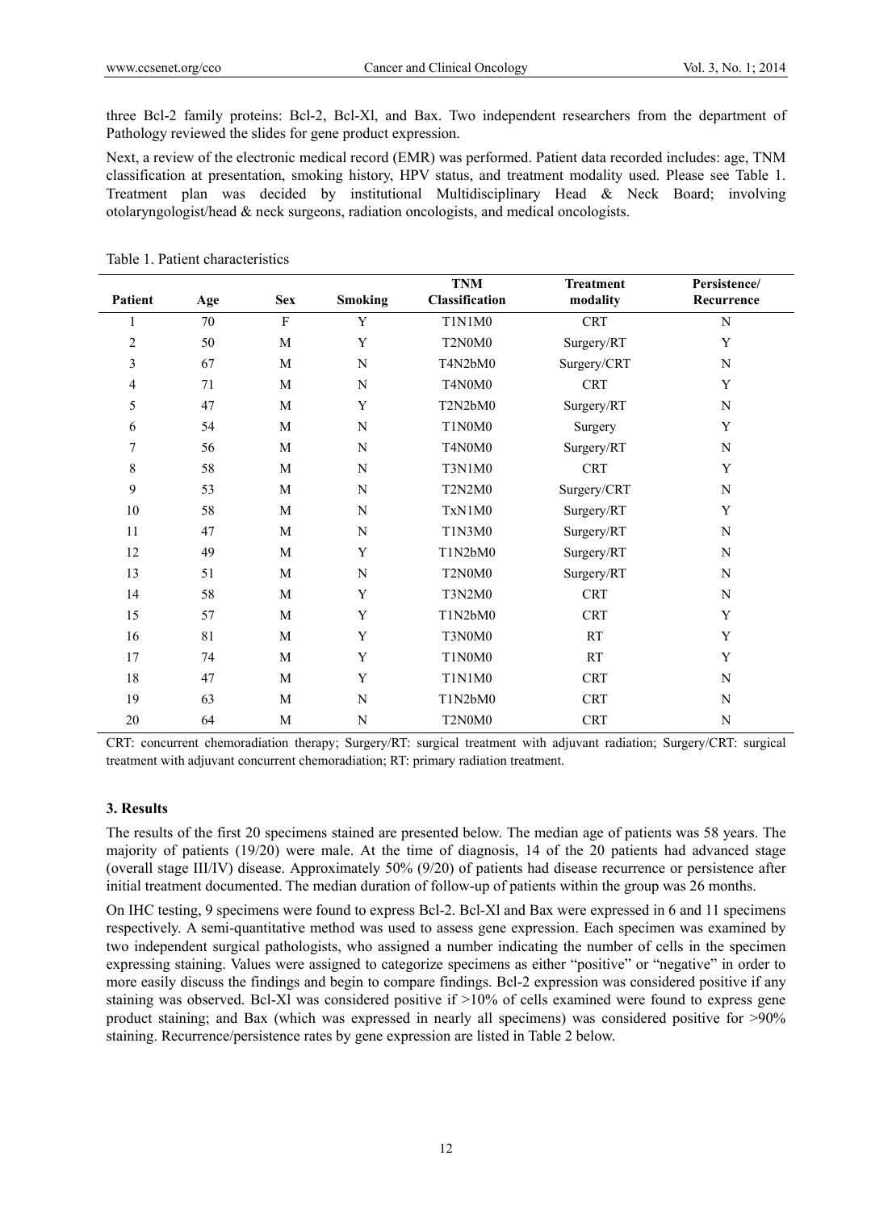three Bcl-2 family proteins: Bcl-2, Bcl-Xl, and Bax. Two independent researchers from the department of Pathology reviewed the slides for gene product expression.

Next, a review of the electronic medical record (EMR) was performed. Patient data recorded includes: age, TNM classification at presentation, smoking history, HPV status, and treatment modality used. Please see Table 1. Treatment plan was decided by institutional Multidisciplinary Head & Neck Board; involving otolaryngologist/head & neck surgeons, radiation oncologists, and medical oncologists.

Table 1. Patient characteristics

| Patient | Age | Sex | Smoking | TNM Classification | Treatment modality | Persistence/ Recurrence |
|---|---|---|---|---|---|---|
| 1 | 70 | F | Y | T1N1M0 | CRT | N |
| 2 | 50 | M | Y | T2N0M0 | Surgery/RT | Y |
| 3 | 67 | M | N | T4N2bM0 | Surgery/CRT | N |
| 4 | 71 | M | N | T4N0M0 | CRT | Y |
| 5 | 47 | M | Y | T2N2bM0 | Surgery/RT | N |
| 6 | 54 | M | N | T1N0M0 | Surgery | Y |
| 7 | 56 | M | N | T4N0M0 | Surgery/RT | N |
| 8 | 58 | M | N | T3N1M0 | CRT | Y |
| 9 | 53 | M | N | T2N2M0 | Surgery/CRT | N |
| 10 | 58 | M | N | TxN1M0 | Surgery/RT | Y |
| 11 | 47 | M | N | T1N3M0 | Surgery/RT | N |
| 12 | 49 | M | Y | T1N2bM0 | Surgery/RT | N |
| 13 | 51 | M | N | T2N0M0 | Surgery/RT | N |
| 14 | 58 | M | Y | T3N2M0 | CRT | N |
| 15 | 57 | M | Y | T1N2bM0 | CRT | Y |
| 16 | 81 | M | Y | T3N0M0 | RT | Y |
| 17 | 74 | M | Y | T1N0M0 | RT | Y |
| 18 | 47 | M | Y | T1N1M0 | CRT | N |
| 19 | 63 | M | N | T1N2bM0 | CRT | N |
| 20 | 64 | M | N | T2N0M0 | CRT | N |

CRT: concurrent chemoradiation therapy; Surgery/RT: surgical treatment with adjuvant radiation; Surgery/CRT: surgical treatment with adjuvant concurrent chemoradiation; RT: primary radiation treatment.

### 3. Results

The results of the first 20 specimens stained are presented below. The median age of patients was 58 years. The majority of patients (19/20) were male. At the time of diagnosis, 14 of the 20 patients had advanced stage (overall stage III/IV) disease. Approximately 50% (9/20) of patients had disease recurrence or persistence after initial treatment documented. The median duration of follow-up of patients within the group was 26 months.

On IHC testing, 9 specimens were found to express Bcl-2. Bcl-Xl and Bax were expressed in 6 and 11 specimens respectively. A semi-quantitative method was used to assess gene expression. Each specimen was examined by two independent surgical pathologists, who assigned a number indicating the number of cells in the specimen expressing staining. Values were assigned to categorize specimens as either "positive" or "negative" in order to more easily discuss the findings and begin to compare findings. Bcl-2 expression was considered positive if any staining was observed. Bcl-Xl was considered positive if >10% of cells examined were found to express gene product staining; and Bax (which was expressed in nearly all specimens) was considered positive for >90% staining. Recurrence/persistence rates by gene expression are listed in Table 2 below.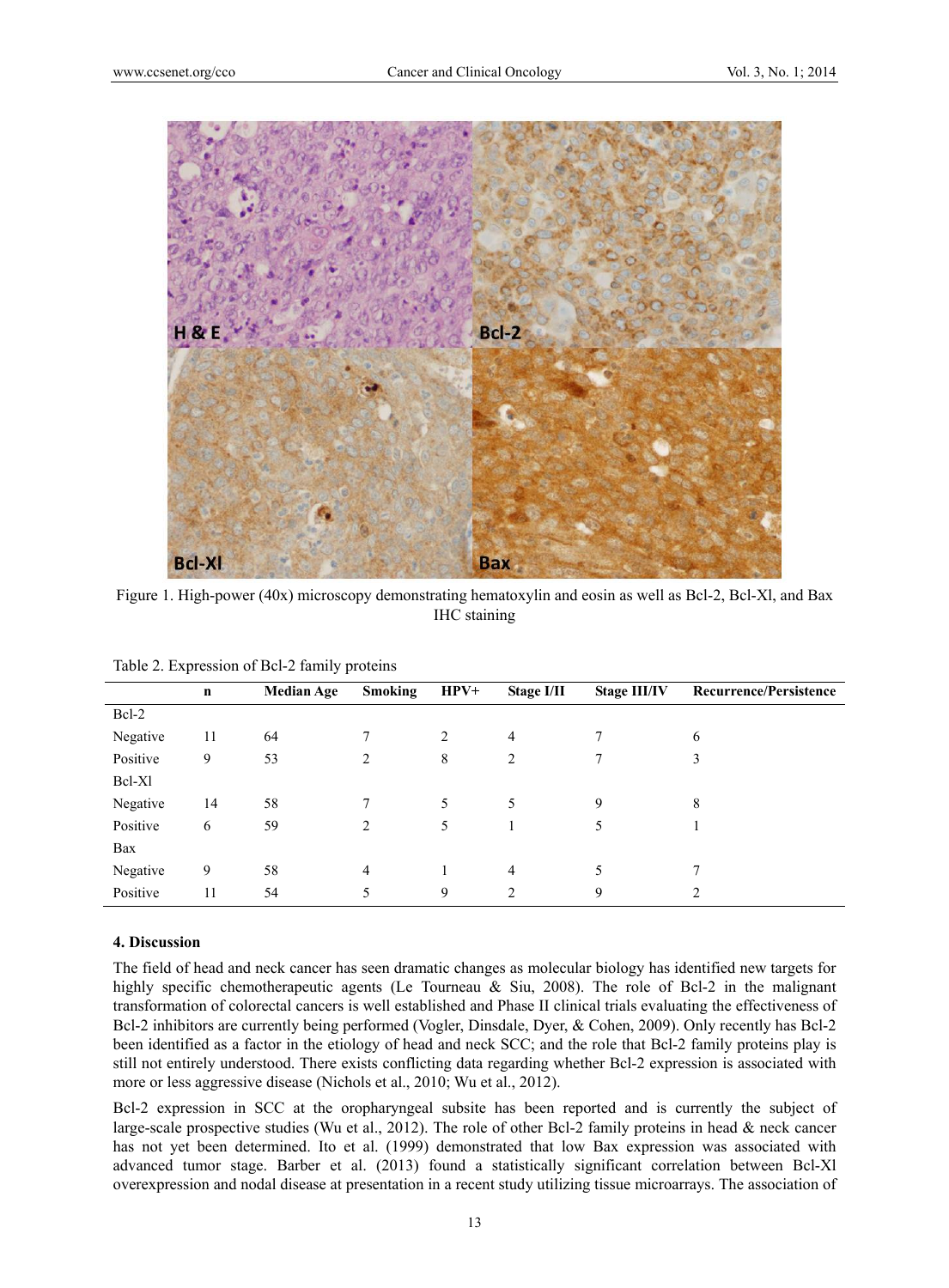Figure 1. High-power (40x) microscopy demonstrating hematoxylin and eosin as well as Bcl-2, Bcl-Xl, and Bax IHC staining

Table 2. Expression of Bcl-2 family proteins

| | n | Median Age | Smoking | HPV+ | Stage I/II | Stage III/IV | Recurrence/Persistence |
|---|---|---|---|---|---|---|---|
| Bcl-2 | | | | | | | |
| Negative | 11 | 64 | 7 | 2 | 4 | 7 | 6 |
| Positive | 9 | 53 | 2 | 8 | 2 | 7 | 3 |
| Bcl-Xl | | | | | | | |
| Negative | 14 | 58 | 7 | 5 | 5 | 9 | 8 |
| Positive | 6 | 59 | 2 | 5 | 1 | 5 | 1 |
| Bax | | | | | | | |
| Negative | 9 | 58 | 4 | 1 | 4 | 5 | 7 |
| Positive | 11 | 54 | 5 | 9 | 2 | 9 | 2 |

## 4. Discussion

The field of head and neck cancer has seen dramatic changes as molecular biology has identified new targets for highly specific chemotherapeutic agents (Le Tourneau & Siu, 2008). The role of Bcl-2 in the malignant transformation of colorectal cancers is well established and Phase II clinical trials evaluating the effectiveness of Bcl-2 inhibitors are currently being performed (Vogler, Dinsdale, Dyer, & Cohen, 2009). Only recently has Bcl-2 been identified as a factor in the etiology of head and neck SCC; and the role that Bcl-2 family proteins play is still not entirely understood. There exists conflicting data regarding whether Bcl-2 expression is associated with more or less aggressive disease (Nichols et al., 2010; Wu et al., 2012).

Bcl-2 expression in SCC at the oropharyngeal subsite has been reported and is currently the subject of large-scale prospective studies (Wu et al., 2012). The role of other Bcl-2 family proteins in head & neck cancer has not yet been determined. Ito et al. (1999) demonstrated that low Bax expression was associated with advanced tumor stage. Barber et al. (2013) found a statistically significant correlation between Bcl-Xl overexpression and nodal disease at presentation in a recent study utilizing tissue microarrays. The association of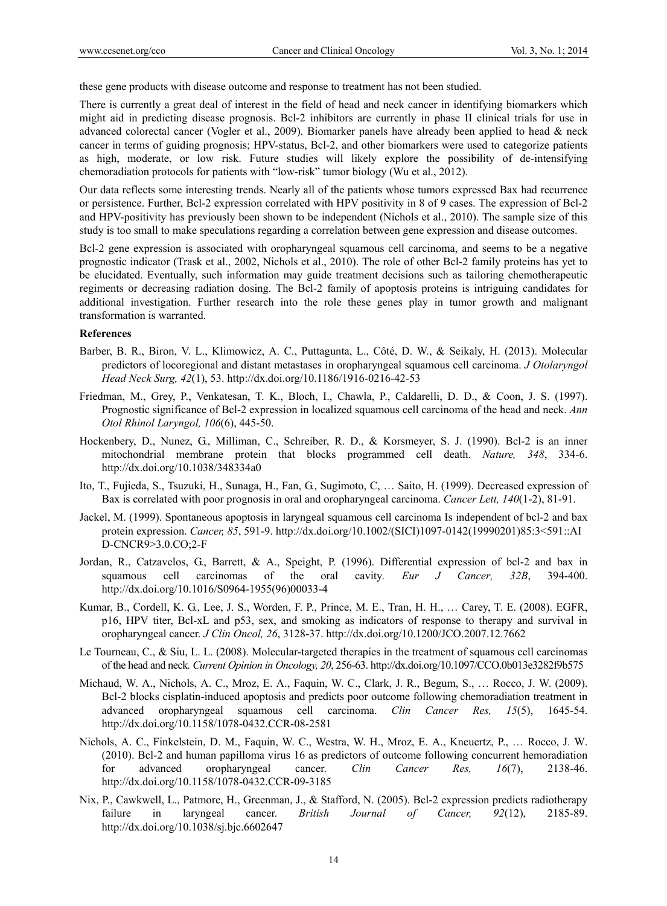these gene products with disease outcome and response to treatment has not been studied.

There is currently a great deal of interest in the field of head and neck cancer in identifying biomarkers which might aid in predicting disease prognosis. Bcl-2 inhibitors are currently in phase II clinical trials for use in advanced colorectal cancer (Vogler et al., 2009). Biomarker panels have already been applied to head & neck cancer in terms of guiding prognosis; HPV-status, Bcl-2, and other biomarkers were used to categorize patients as high, moderate, or low risk. Future studies will likely explore the possibility of de-intensifying chemoradiation protocols for patients with "low-risk" tumor biology (Wu et al., 2012).

Our data reflects some interesting trends. Nearly all of the patients whose tumors expressed Bax had recurrence or persistence. Further, Bcl-2 expression correlated with HPV positivity in 8 of 9 cases. The expression of Bcl-2 and HPV-positivity has previously been shown to be independent (Nichols et al., 2010). The sample size of this study is too small to make speculations regarding a correlation between gene expression and disease outcomes.

Bcl-2 gene expression is associated with oropharyngeal squamous cell carcinoma, and seems to be a negative prognostic indicator (Trask et al., 2002, Nichols et al., 2010). The role of other Bcl-2 family proteins has yet to be elucidated. Eventually, such information may guide treatment decisions such as tailoring chemotherapeutic regiments or decreasing radiation dosing. The Bcl-2 family of apoptosis proteins is intriguing candidates for additional investigation. Further research into the role these genes play in tumor growth and malignant transformation is warranted.

**References**

Barber, B. R., Biron, V. L., Klimowicz, A. C., Puttagunta, L., Côté, D. W., & Seikaly, H. (2013). Molecular predictors of locoregional and distant metastases in oropharyngeal squamous cell carcinoma. *J Otolaryngol Head Neck Surg, 42*(1), 53. http://dx.doi.org/10.1186/1916-0216-42-53

Friedman, M., Grey, P., Venkatesan, T. K., Bloch, I., Chawla, P., Caldarelli, D. D., & Coon, J. S. (1997). Prognostic significance of Bcl-2 expression in localized squamous cell carcinoma of the head and neck. *Ann Otol Rhinol Laryngol, 106*(6), 445-50.

Hockenbery, D., Nunez, G., Milliman, C., Schreiber, R. D., & Korsmeyer, S. J. (1990). Bcl-2 is an inner mitochondrial membrane protein that blocks programmed cell death. *Nature, 348*, 334-6. http://dx.doi.org/10.1038/348334a0

Ito, T., Fujieda, S., Tsuzuki, H., Sunaga, H., Fan, G., Sugimoto, C, … Saito, H. (1999). Decreased expression of Bax is correlated with poor prognosis in oral and oropharyngeal carcinoma. *Cancer Lett, 140*(1-2), 81-91.

Jackel, M. (1999). Spontaneous apoptosis in laryngeal squamous cell carcinoma Is independent of bcl-2 and bax protein expression. *Cancer, 85*, 591-9. http://dx.doi.org/10.1002/(SICI)1097-0142(19990201)85:3<591::AID-CNCR9>3.0.CO;2-F

Jordan, R., Catzavelos, G., Barrett, & A., Speight, P. (1996). Differential expression of bcl-2 and bax in squamous cell carcinomas of the oral cavity. *Eur J Cancer, 32B*, 394-400. http://dx.doi.org/10.1016/S0964-1955(96)00033-4

Kumar, B., Cordell, K. G., Lee, J. S., Worden, F. P., Prince, M. E., Tran, H. H., … Carey, T. E. (2008). EGFR, p16, HPV titer, Bcl-xL and p53, sex, and smoking as indicators of response to therapy and survival in oropharyngeal cancer. *J Clin Oncol, 26*, 3128-37. http://dx.doi.org/10.1200/JCO.2007.12.7662

Le Tourneau, C., & Siu, L. L. (2008). Molecular-targeted therapies in the treatment of squamous cell carcinomas of the head and neck. *Current Opinion in Oncology, 20*, 256-63. http://dx.doi.org/10.1097/CCO.0b013e3282f9b575

Michaud, W. A., Nichols, A. C., Mroz, E. A., Faquin, W. C., Clark, J. R., Begum, S., … Rocco, J. W. (2009). Bcl-2 blocks cisplatin-induced apoptosis and predicts poor outcome following chemoradiation treatment in advanced oropharyngeal squamous cell carcinoma. *Clin Cancer Res, 15*(5), 1645-54. http://dx.doi.org/10.1158/1078-0432.CCR-08-2581

Nichols, A. C., Finkelstein, D. M., Faquin, W. C., Westra, W. H., Mroz, E. A., Kneuertz, P., … Rocco, J. W. (2010). Bcl-2 and human papilloma virus 16 as predictors of outcome following concurrent hemoradiation for advanced oropharyngeal cancer. *Clin Cancer Res, 16*(7), 2138-46. http://dx.doi.org/10.1158/1078-0432.CCR-09-3185

Nix, P., Cawkwell, L., Patmore, H., Greenman, J., & Stafford, N. (2005). Bcl-2 expression predicts radiotherapy failure in laryngeal cancer. *British Journal of Cancer, 92*(12), 2185-89. http://dx.doi.org/10.1038/sj.bjc.6602647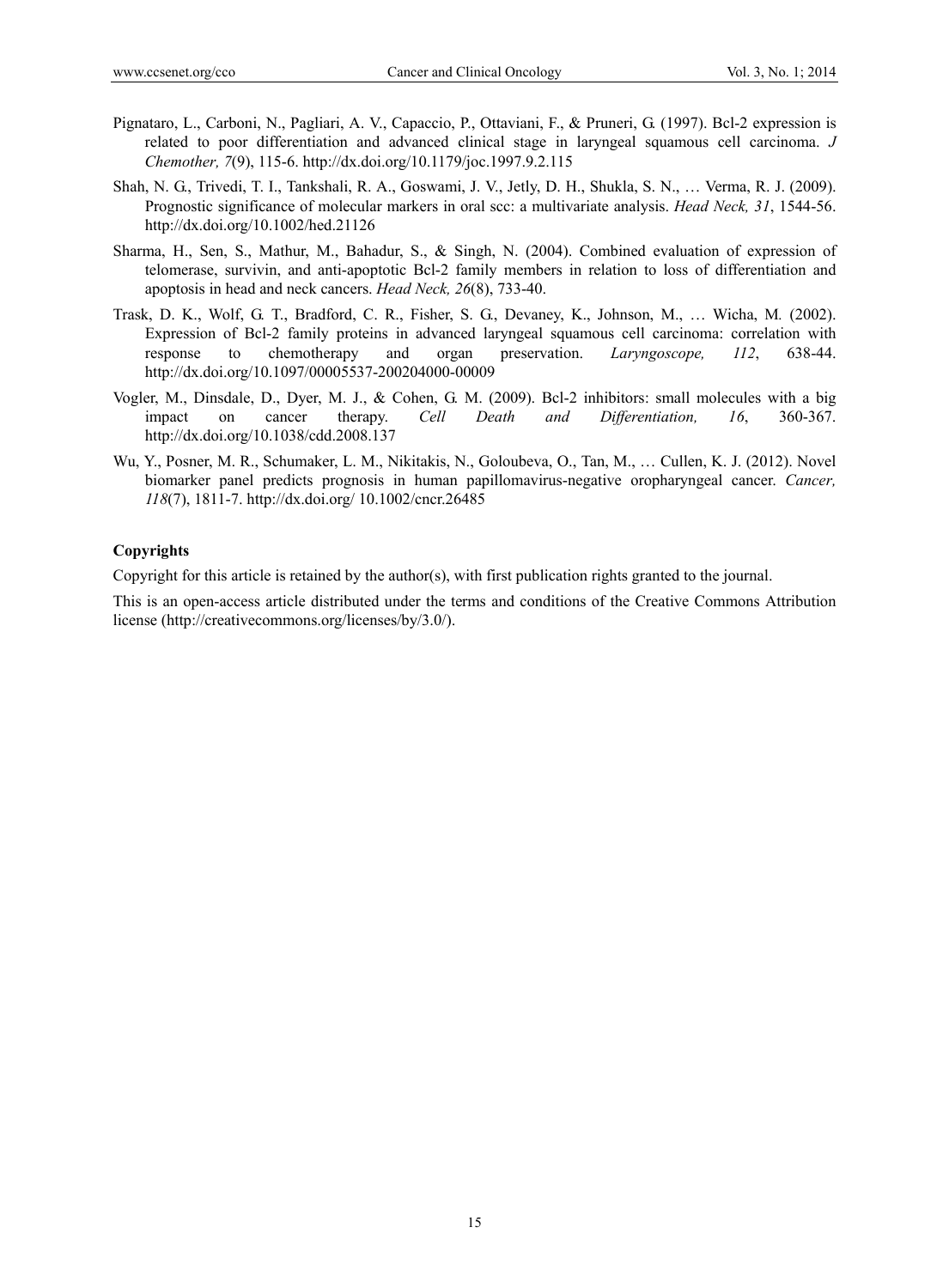Pignataro, L., Carboni, N., Pagliari, A. V., Capaccio, P., Ottaviani, F., & Pruneri, G. (1997). Bcl-2 expression is related to poor differentiation and advanced clinical stage in laryngeal squamous cell carcinoma. *J Chemother, 7*(9), 115-6. http://dx.doi.org/10.1179/joc.1997.9.2.115

Shah, N. G., Trivedi, T. I., Tankshali, R. A., Goswami, J. V., Jetly, D. H., Shukla, S. N., … Verma, R. J. (2009). Prognostic significance of molecular markers in oral scc: a multivariate analysis. *Head Neck, 31*, 1544-56. http://dx.doi.org/10.1002/hed.21126

Sharma, H., Sen, S., Mathur, M., Bahadur, S., & Singh, N. (2004). Combined evaluation of expression of telomerase, survivin, and anti-apoptotic Bcl-2 family members in relation to loss of differentiation and apoptosis in head and neck cancers. *Head Neck, 26*(8), 733-40.

Trask, D. K., Wolf, G. T., Bradford, C. R., Fisher, S. G., Devaney, K., Johnson, M., … Wicha, M. (2002). Expression of Bcl-2 family proteins in advanced laryngeal squamous cell carcinoma: correlation with response to chemotherapy and organ preservation. *Laryngoscope, 112*, 638-44. http://dx.doi.org/10.1097/00005537-200204000-00009

Vogler, M., Dinsdale, D., Dyer, M. J., & Cohen, G. M. (2009). Bcl-2 inhibitors: small molecules with a big impact on cancer therapy. *Cell Death and Differentiation, 16*, 360-367. http://dx.doi.org/10.1038/cdd.2008.137

Wu, Y., Posner, M. R., Schumaker, L. M., Nikitakis, N., Goloubeva, O., Tan, M., … Cullen, K. J. (2012). Novel biomarker panel predicts prognosis in human papillomavirus-negative oropharyngeal cancer. *Cancer, 118*(7), 1811-7. http://dx.doi.org/ 10.1002/cncr.26485

**Copyrights**

Copyright for this article is retained by the author(s), with first publication rights granted to the journal.

This is an open-access article distributed under the terms and conditions of the Creative Commons Attribution license (http://creativecommons.org/licenses/by/3.0/).